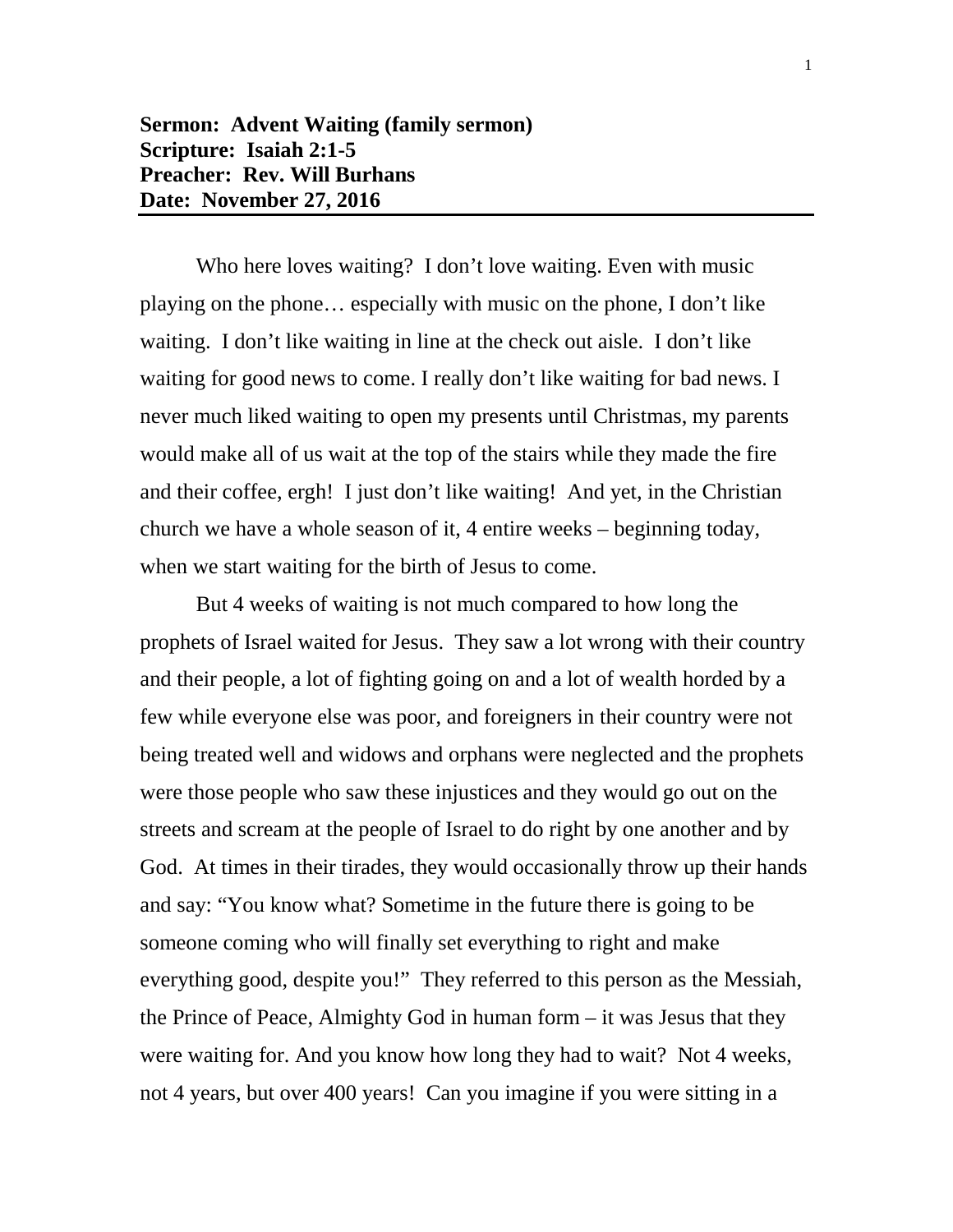**Sermon: Advent Waiting (family sermon)**
**Scripture: Isaiah 2:1-5**
**Preacher: Rev. Will Burhans**
**Date: November 27, 2016**

---

Who here loves waiting? I don't love waiting. Even with music playing on the phone… especially with music on the phone, I don't like waiting. I don't like waiting in line at the check out aisle. I don't like waiting for good news to come. I really don't like waiting for bad news. I never much liked waiting to open my presents until Christmas, my parents would make all of us wait at the top of the stairs while they made the fire and their coffee, ergh! I just don't like waiting! And yet, in the Christian church we have a whole season of it, 4 entire weeks – beginning today, when we start waiting for the birth of Jesus to come.

But 4 weeks of waiting is not much compared to how long the prophets of Israel waited for Jesus. They saw a lot wrong with their country and their people, a lot of fighting going on and a lot of wealth horded by a few while everyone else was poor, and foreigners in their country were not being treated well and widows and orphans were neglected and the prophets were those people who saw these injustices and they would go out on the streets and scream at the people of Israel to do right by one another and by God. At times in their tirades, they would occasionally throw up their hands and say: "You know what? Sometime in the future there is going to be someone coming who will finally set everything to right and make everything good, despite you!" They referred to this person as the Messiah, the Prince of Peace, Almighty God in human form – it was Jesus that they were waiting for. And you know how long they had to wait? Not 4 weeks, not 4 years, but over 400 years! Can you imagine if you were sitting in a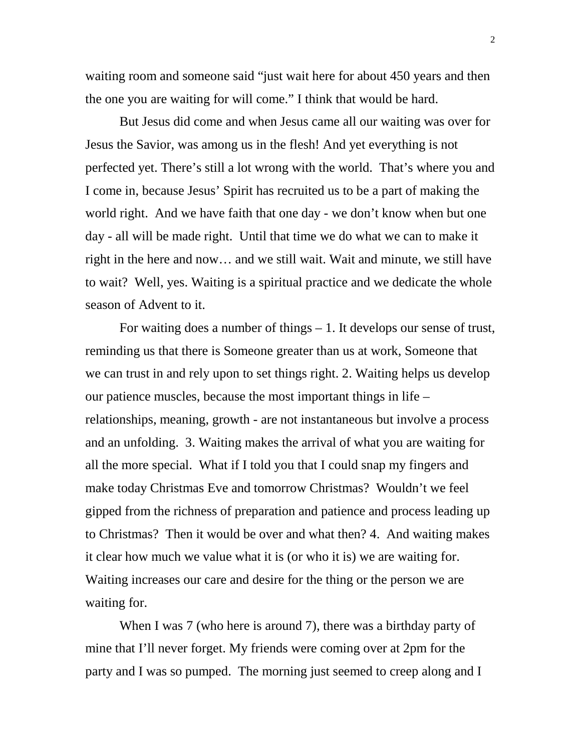waiting room and someone said "just wait here for about 450 years and then the one you are waiting for will come." I think that would be hard.

But Jesus did come and when Jesus came all our waiting was over for Jesus the Savior, was among us in the flesh! And yet everything is not perfected yet. There's still a lot wrong with the world. That's where you and I come in, because Jesus' Spirit has recruited us to be a part of making the world right. And we have faith that one day - we don't know when but one day - all will be made right. Until that time we do what we can to make it right in the here and now… and we still wait. Wait and minute, we still have to wait? Well, yes. Waiting is a spiritual practice and we dedicate the whole season of Advent to it.

For waiting does a number of things – 1. It develops our sense of trust, reminding us that there is Someone greater than us at work, Someone that we can trust in and rely upon to set things right. 2. Waiting helps us develop our patience muscles, because the most important things in life – relationships, meaning, growth - are not instantaneous but involve a process and an unfolding. 3. Waiting makes the arrival of what you are waiting for all the more special. What if I told you that I could snap my fingers and make today Christmas Eve and tomorrow Christmas? Wouldn't we feel gipped from the richness of preparation and patience and process leading up to Christmas? Then it would be over and what then? 4. And waiting makes it clear how much we value what it is (or who it is) we are waiting for. Waiting increases our care and desire for the thing or the person we are waiting for.

When I was 7 (who here is around 7), there was a birthday party of mine that I'll never forget. My friends were coming over at 2pm for the party and I was so pumped. The morning just seemed to creep along and I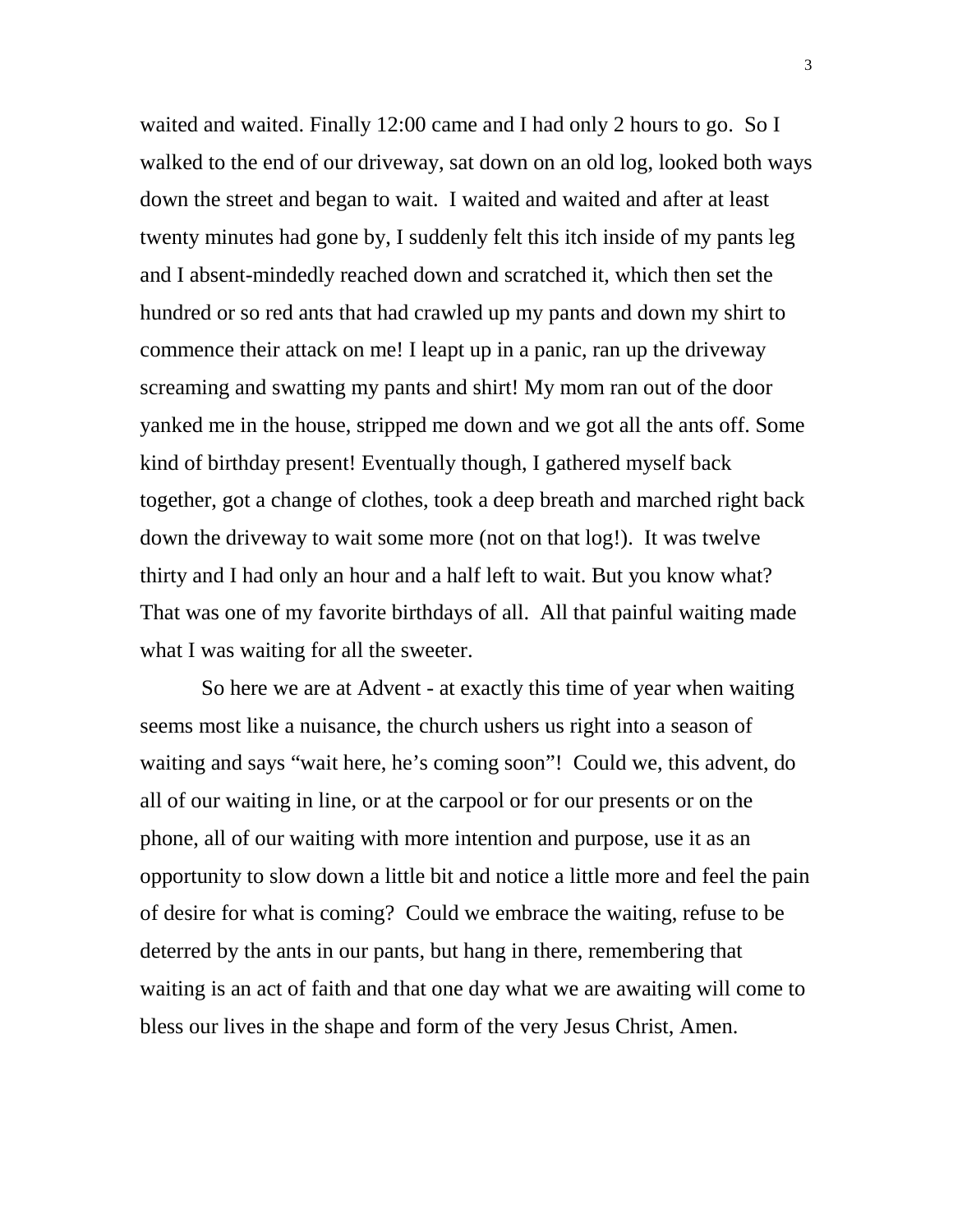waited and waited. Finally 12:00 came and I had only 2 hours to go. So I walked to the end of our driveway, sat down on an old log, looked both ways down the street and began to wait. I waited and waited and after at least twenty minutes had gone by, I suddenly felt this itch inside of my pants leg and I absent-mindedly reached down and scratched it, which then set the hundred or so red ants that had crawled up my pants and down my shirt to commence their attack on me! I leapt up in a panic, ran up the driveway screaming and swatting my pants and shirt! My mom ran out of the door yanked me in the house, stripped me down and we got all the ants off. Some kind of birthday present! Eventually though, I gathered myself back together, got a change of clothes, took a deep breath and marched right back down the driveway to wait some more (not on that log!). It was twelve thirty and I had only an hour and a half left to wait. But you know what? That was one of my favorite birthdays of all. All that painful waiting made what I was waiting for all the sweeter.

So here we are at Advent - at exactly this time of year when waiting seems most like a nuisance, the church ushers us right into a season of waiting and says "wait here, he's coming soon"! Could we, this advent, do all of our waiting in line, or at the carpool or for our presents or on the phone, all of our waiting with more intention and purpose, use it as an opportunity to slow down a little bit and notice a little more and feel the pain of desire for what is coming? Could we embrace the waiting, refuse to be deterred by the ants in our pants, but hang in there, remembering that waiting is an act of faith and that one day what we are awaiting will come to bless our lives in the shape and form of the very Jesus Christ, Amen.